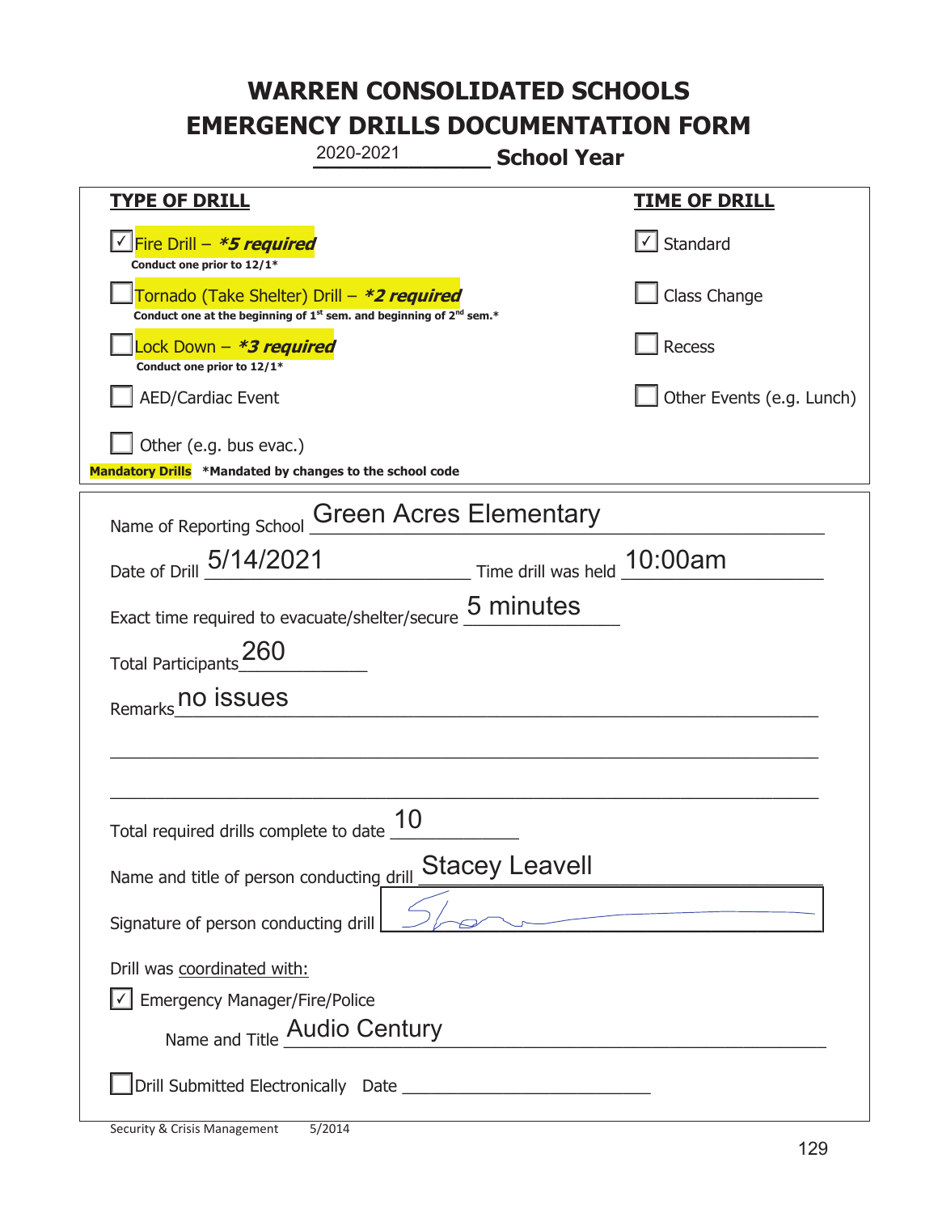# WARREN CONSOLIDATED SCHOOLS
# EMERGENCY DRILLS DOCUMENTATION FORM

2020-2021 **School Year**

| **TYPE OF DRILL** | **TIME OF DRILL** |
|---|---|
| ☑ Fire Drill – ***5 required*** <br> **Conduct one prior to 12/1*** | ☑ Standard |
| ☐ Tornado (Take Shelter) Drill – ***2 required*** <br> **Conduct one at the beginning of 1st sem. and beginning of 2nd sem.*** | ☐ Class Change |
| ☐ Lock Down – ***3 required*** <br> **Conduct one prior to 12/1*** | ☐ Recess |
| ☐ AED/Cardiac Event | ☐ Other Events (e.g. Lunch) |
| ☐ Other (e.g. bus evac.) | |

**Mandatory Drills** ***Mandated by changes to the school code**

Name of Reporting School: Green Acres Elementary

Date of Drill: 5/14/2021 Time drill was held: 10:00am

Exact time required to evacuate/shelter/secure: 5 minutes

Total Participants: 260

Remarks: no issues

Total required drills complete to date: 10

Name and title of person conducting drill: Stacey Leavell

Signature of person conducting drill: [signature]

Drill was coordinated with:

☑ Emergency Manager/Fire/Police

Name and Title: Audio Century

☐ Drill Submitted Electronically Date ____________

Security & Crisis Management 5/2014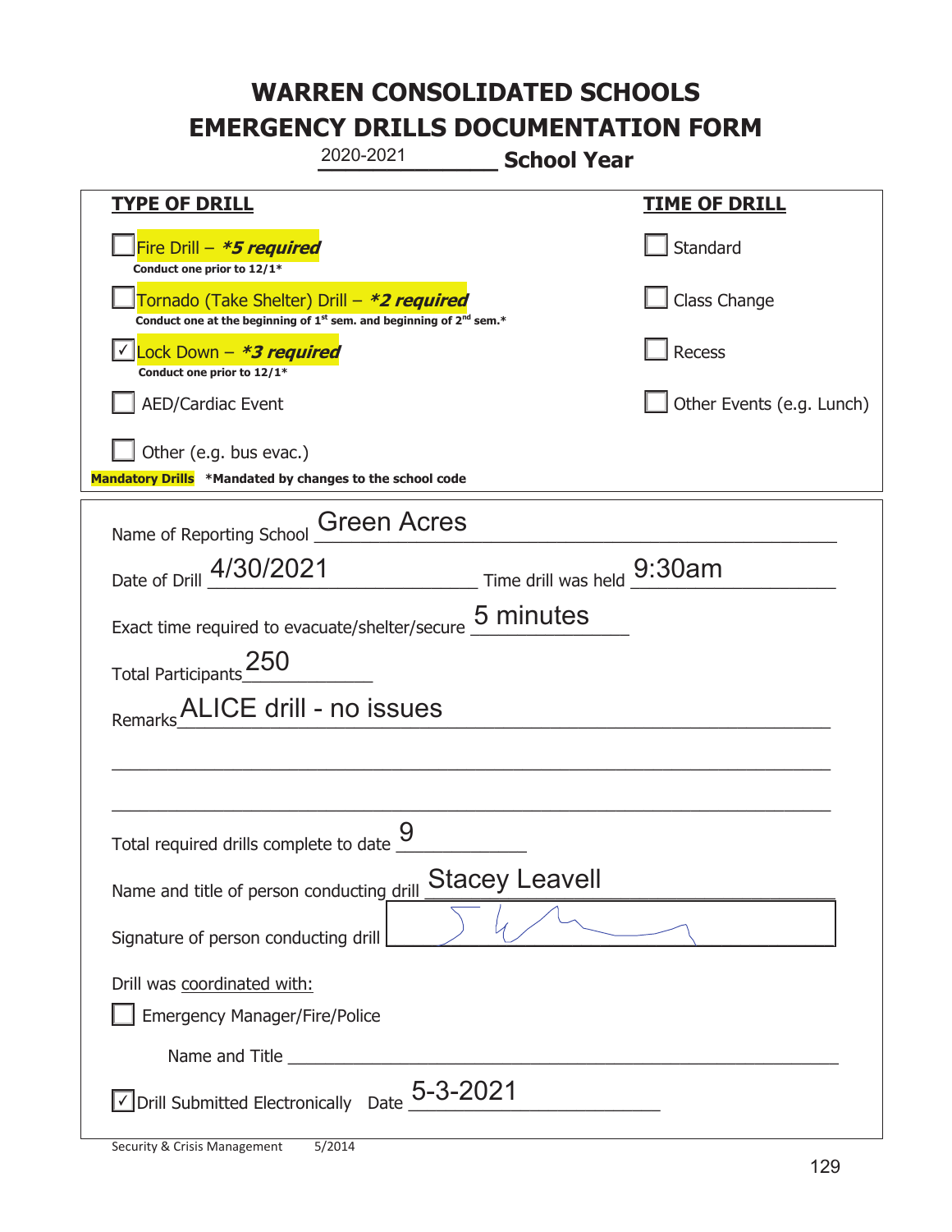# WARREN CONSOLIDATED SCHOOLS
# EMERGENCY DRILLS DOCUMENTATION FORM

2020-2021 **School Year**

| **TYPE OF DRILL** | **TIME OF DRILL** |
|---|---|
| ☐ Fire Drill – ***5 required*** Conduct one prior to 12/1* | ☐ Standard |
| ☐ Tornado (Take Shelter) Drill – ***2 required*** Conduct one at the beginning of 1st sem. and beginning of 2nd sem.* | ☐ Class Change |
| ☑ Lock Down – ***3 required*** Conduct one prior to 12/1* | ☐ Recess |
| ☐ AED/Cardiac Event | ☐ Other Events (e.g. Lunch) |
| ☐ Other (e.g. bus evac.) | |

**Mandatory Drills** *Mandated by changes to the school code

Name of Reporting School: Green Acres

Date of Drill: 4/30/2021 Time drill was held: 9:30am

Exact time required to evacuate/shelter/secure: 5 minutes

Total Participants: 250

Remarks: ALICE drill - no issues

Total required drills complete to date: 9

Name and title of person conducting drill: Stacey Leavell

Signature of person conducting drill: [signature]

Drill was coordinated with:

☐ Emergency Manager/Fire/Police

Name and Title ______________________

☑ Drill Submitted Electronically Date: 5-3-2021

Security & Crisis Management 5/2014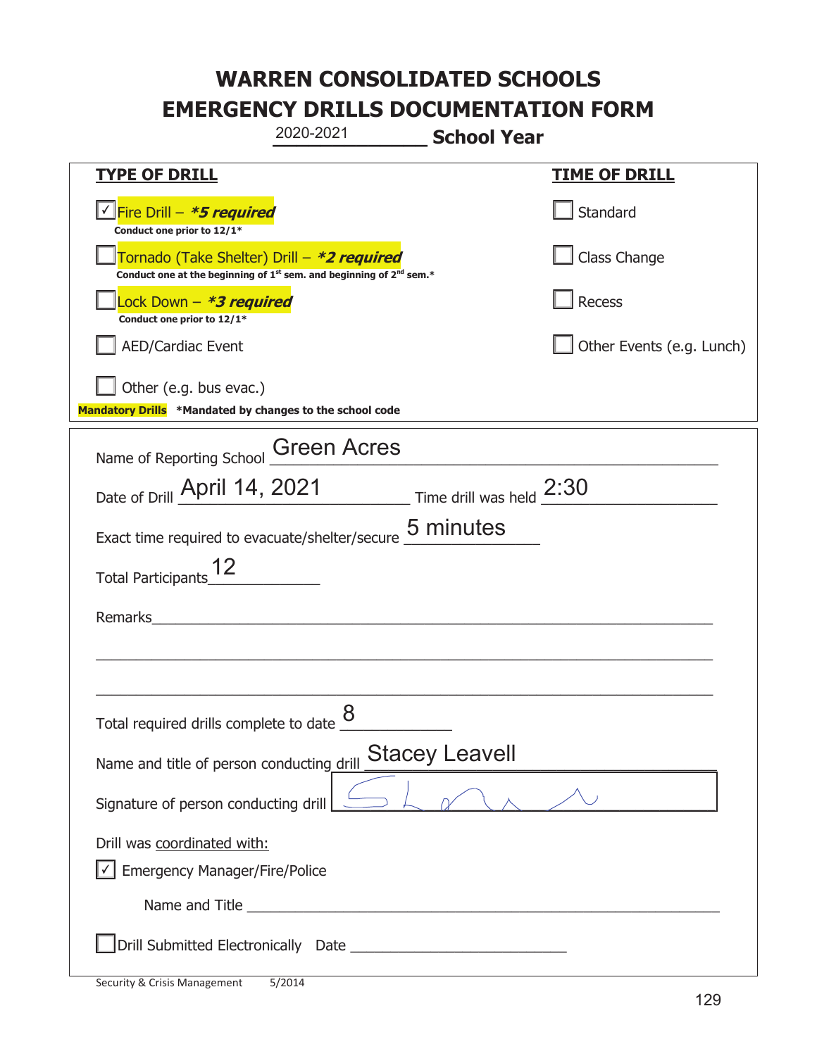# WARREN CONSOLIDATED SCHOOLS
# EMERGENCY DRILLS DOCUMENTATION FORM

2020-2021 **School Year**

| **TYPE OF DRILL** | **TIME OF DRILL** |
|---|---|
| ☑ Fire Drill – ***5 required*** <br> **Conduct one prior to 12/1*** | ☐ Standard |
| ☐ Tornado (Take Shelter) Drill – ***2 required*** <br> **Conduct one at the beginning of 1st sem. and beginning of 2nd sem.*** | ☐ Class Change |
| ☐ Lock Down – ***3 required*** <br> **Conduct one prior to 12/1*** | ☐ Recess |
| ☐ AED/Cardiac Event | ☐ Other Events (e.g. Lunch) |
| ☐ Other (e.g. bus evac.) | |

**Mandatory Drills** ***Mandated by changes to the school code**

Name of Reporting School: Green Acres

Date of Drill: April 14, 2021 Time drill was held: 2:30

Exact time required to evacuate/shelter/secure: 5 minutes

Total Participants: 12

Remarks: ______________________________

Total required drills complete to date: 8

Name and title of person conducting drill: Stacey Leavell

Signature of person conducting drill: [signature]

Drill was coordinated with:

☑ Emergency Manager/Fire/Police

Name and Title ______________________________

☐ Drill Submitted Electronically Date ______________________________

Security & Crisis Management 5/2014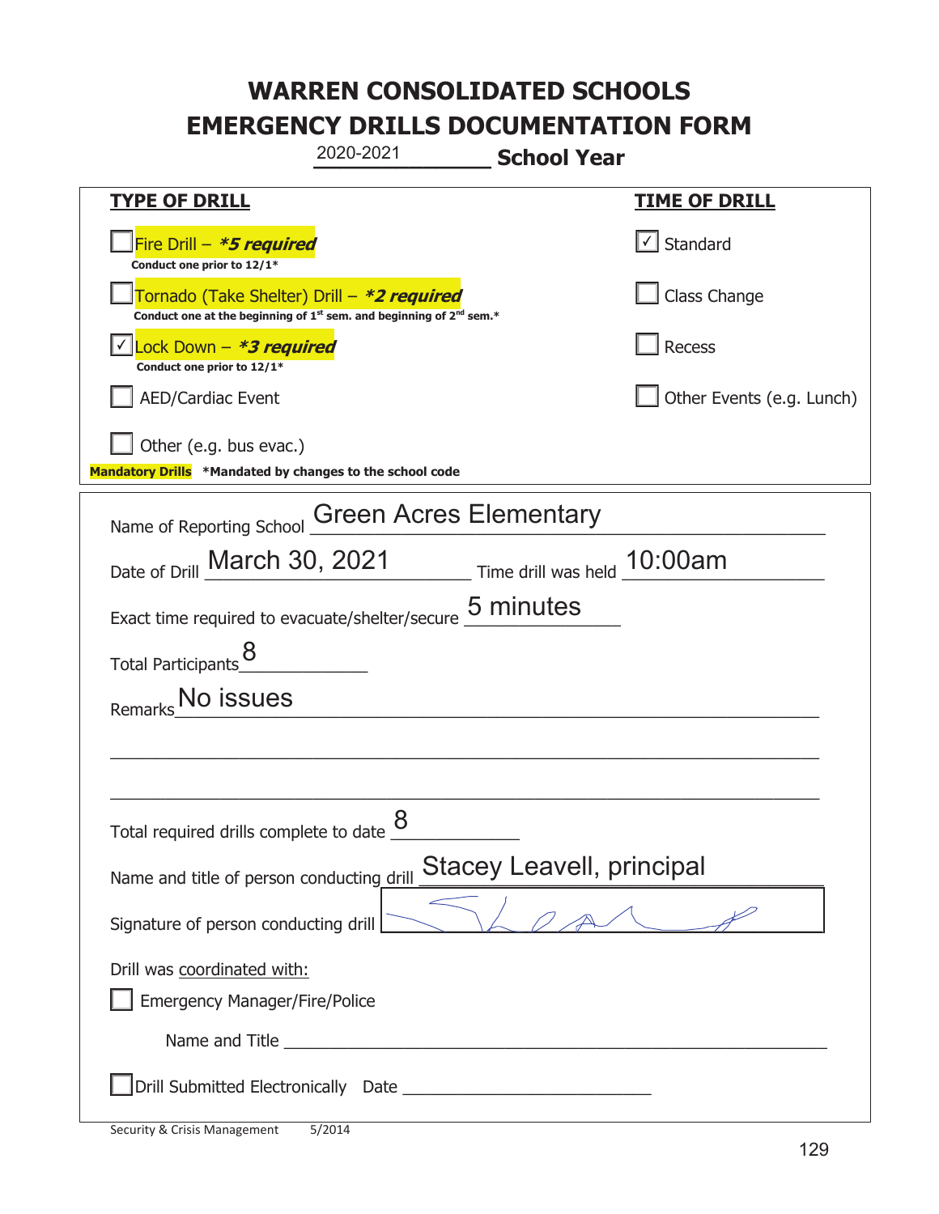# WARREN CONSOLIDATED SCHOOLS
# EMERGENCY DRILLS DOCUMENTATION FORM

2020-2021 **School Year**

| **TYPE OF DRILL** | **TIME OF DRILL** |
|---|---|
| ☐ Fire Drill – ***5 required*** <br> **Conduct one prior to 12/1*** | ☑ Standard |
| ☐ Tornado (Take Shelter) Drill – ***2 required*** <br> **Conduct one at the beginning of 1st sem. and beginning of 2nd sem.*** | ☐ Class Change |
| ☑ Lock Down – ***3 required*** <br> **Conduct one prior to 12/1*** | ☐ Recess |
| ☐ AED/Cardiac Event | ☐ Other Events (e.g. Lunch) |
| ☐ Other (e.g. bus evac.) | |

**Mandatory Drills** **\*Mandated by changes to the school code**

Name of Reporting School: Green Acres Elementary

Date of Drill: March 30, 2021 Time drill was held: 10:00am

Exact time required to evacuate/shelter/secure: 5 minutes

Total Participants: 8

Remarks: No issues

Total required drills complete to date: 8

Name and title of person conducting drill: Stacey Leavell, principal

Signature of person conducting drill: [signature]

Drill was coordinated with:

☐ Emergency Manager/Fire/Police

Name and Title ____________________

☐ Drill Submitted Electronically Date ____________________

Security & Crisis Management 5/2014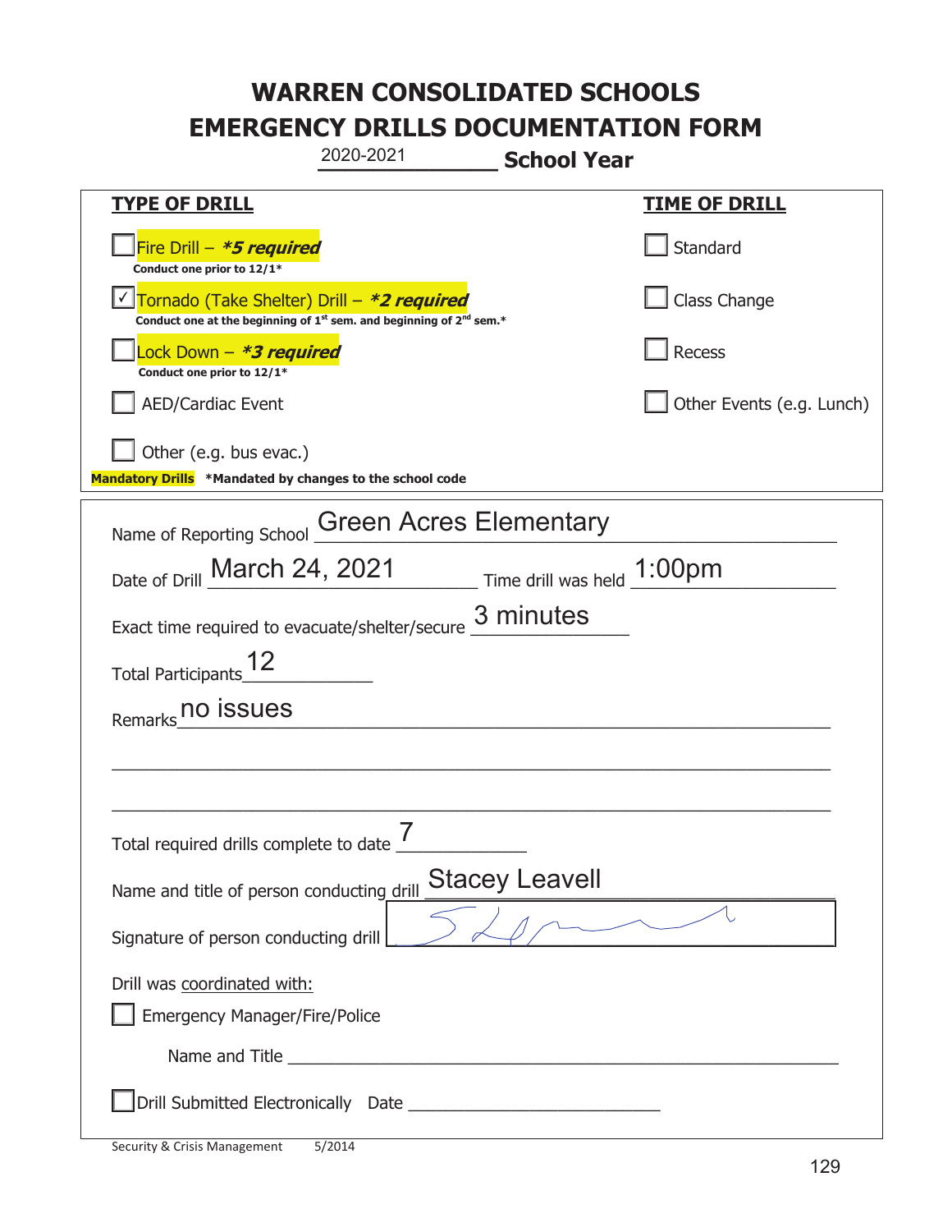# WARREN CONSOLIDATED SCHOOLS
# EMERGENCY DRILLS DOCUMENTATION FORM

2020-2021 **School Year**

| **TYPE OF DRILL** | **TIME OF DRILL** |
|---|---|
| ☐ Fire Drill – ***5 required*** <br> **Conduct one prior to 12/1*** | ☐ Standard |
| ☑ Tornado (Take Shelter) Drill – ***2 required*** <br> **Conduct one at the beginning of 1st sem. and beginning of 2nd sem.*** | ☐ Class Change |
| ☐ Lock Down – ***3 required*** <br> **Conduct one prior to 12/1*** | ☐ Recess |
| ☐ AED/Cardiac Event | ☐ Other Events (e.g. Lunch) |
| ☐ Other (e.g. bus evac.) | |

**Mandatory Drills** **\*Mandated by changes to the school code**

Name of Reporting School: Green Acres Elementary

Date of Drill: March 24, 2021 Time drill was held: 1:00pm

Exact time required to evacuate/shelter/secure: 3 minutes

Total Participants: 12

Remarks: no issues

Total required drills complete to date: 7

Name and title of person conducting drill: Stacey Leavell

Signature of person conducting drill: [signature]

Drill was coordinated with:

☐ Emergency Manager/Fire/Police

Name and Title ______________________

☐ Drill Submitted Electronically Date ______________________

Security & Crisis Management 5/2014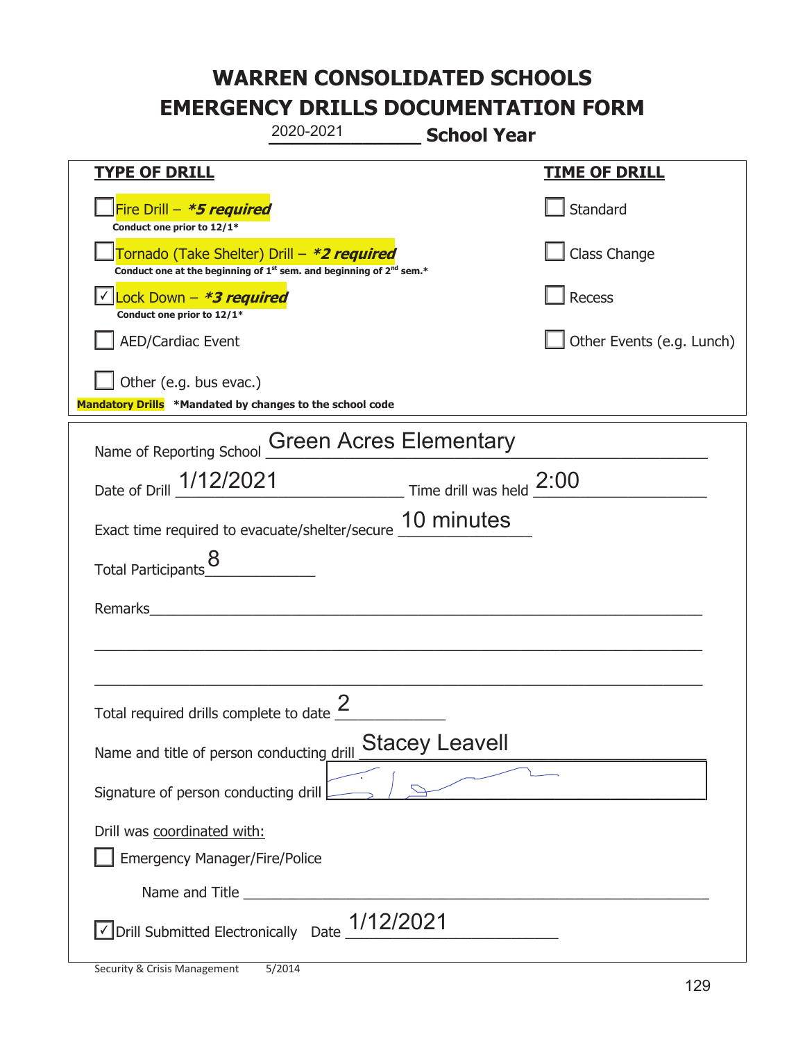# WARREN CONSOLIDATED SCHOOLS
# EMERGENCY DRILLS DOCUMENTATION FORM

2020-2021 **School Year**

| **TYPE OF DRILL** | **TIME OF DRILL** |
| --- | --- |
| ☐ Fire Drill – ***5 required*** <br> **Conduct one prior to 12/1*** | ☐ Standard |
| ☐ Tornado (Take Shelter) Drill – ***2 required*** <br> **Conduct one at the beginning of 1st sem. and beginning of 2nd sem.*** | ☐ Class Change |
| ☑ Lock Down – ***3 required*** <br> **Conduct one prior to 12/1*** | ☐ Recess |
| ☐ AED/Cardiac Event | ☐ Other Events (e.g. Lunch) |
| ☐ Other (e.g. bus evac.) | |

**Mandatory Drills** **\*Mandated by changes to the school code**

Name of Reporting School: Green Acres Elementary

Date of Drill: 1/12/2021 Time drill was held: 2:00

Exact time required to evacuate/shelter/secure: 10 minutes

Total Participants: 8

Remarks: \_\_\_\_\_\_\_\_\_\_\_\_\_\_\_\_\_\_\_\_\_\_\_\_\_\_\_\_\_\_\_\_\_\_\_\_\_\_\_\_

Total required drills complete to date: 2

Name and title of person conducting drill: Stacey Leavell

Signature of person conducting drill: [signature]

Drill was coordinated with:

☐ Emergency Manager/Fire/Police

Name and Title \_\_\_\_\_\_\_\_\_\_\_\_\_\_\_\_\_\_\_\_\_\_\_\_\_\_\_\_\_\_\_\_\_\_\_\_\_\_\_\_

☑ Drill Submitted Electronically Date: 1/12/2021

Security & Crisis Management 5/2014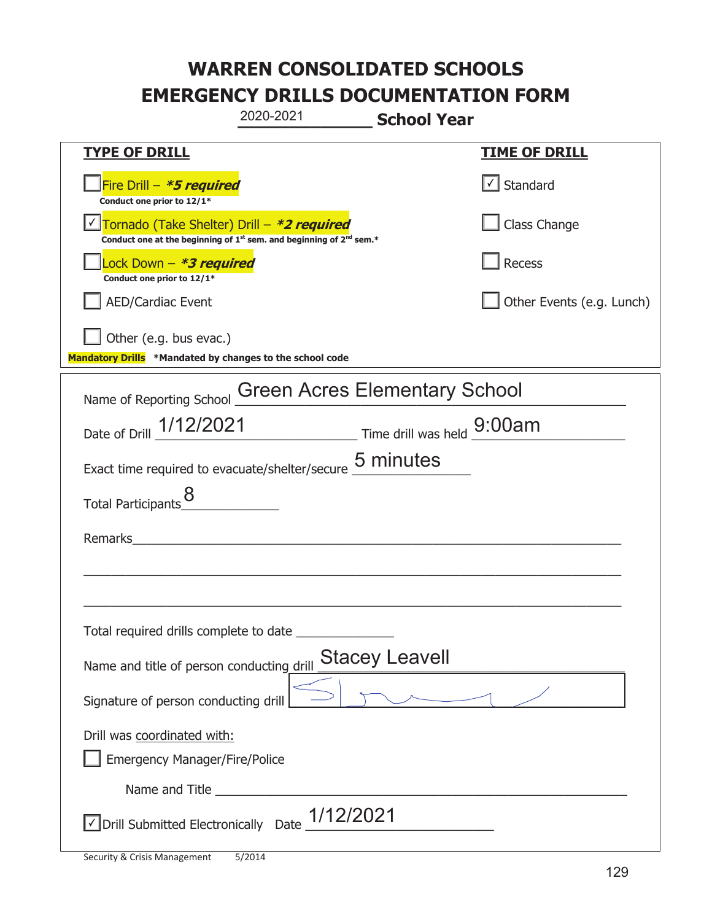# WARREN CONSOLIDATED SCHOOLS
# EMERGENCY DRILLS DOCUMENTATION FORM

2020-2021 **School Year**

| **TYPE OF DRILL** | **TIME OF DRILL** |
|---|---|
| ☐ Fire Drill – ***5 required*** <br> **Conduct one prior to 12/1*** | ☑ Standard |
| ☑ Tornado (Take Shelter) Drill – ***2 required*** <br> **Conduct one at the beginning of 1st sem. and beginning of 2nd sem.*** | ☐ Class Change |
| ☐ Lock Down – ***3 required*** <br> **Conduct one prior to 12/1*** | ☐ Recess |
| ☐ AED/Cardiac Event | ☐ Other Events (e.g. Lunch) |
| ☐ Other (e.g. bus evac.) | |

**Mandatory Drills** **\*Mandated by changes to the school code**

Name of Reporting School: Green Acres Elementary School

Date of Drill: 1/12/2021 Time drill was held: 9:00am

Exact time required to evacuate/shelter/secure: 5 minutes

Total Participants: 8

Remarks: ______________________________

Total required drills complete to date: __________

Name and title of person conducting drill: Stacey Leavell

Signature of person conducting drill: [signature]

Drill was coordinated with:

☐ Emergency Manager/Fire/Police

Name and Title: ______________________________

☑ Drill Submitted Electronically Date: 1/12/2021

Security & Crisis Management 5/2014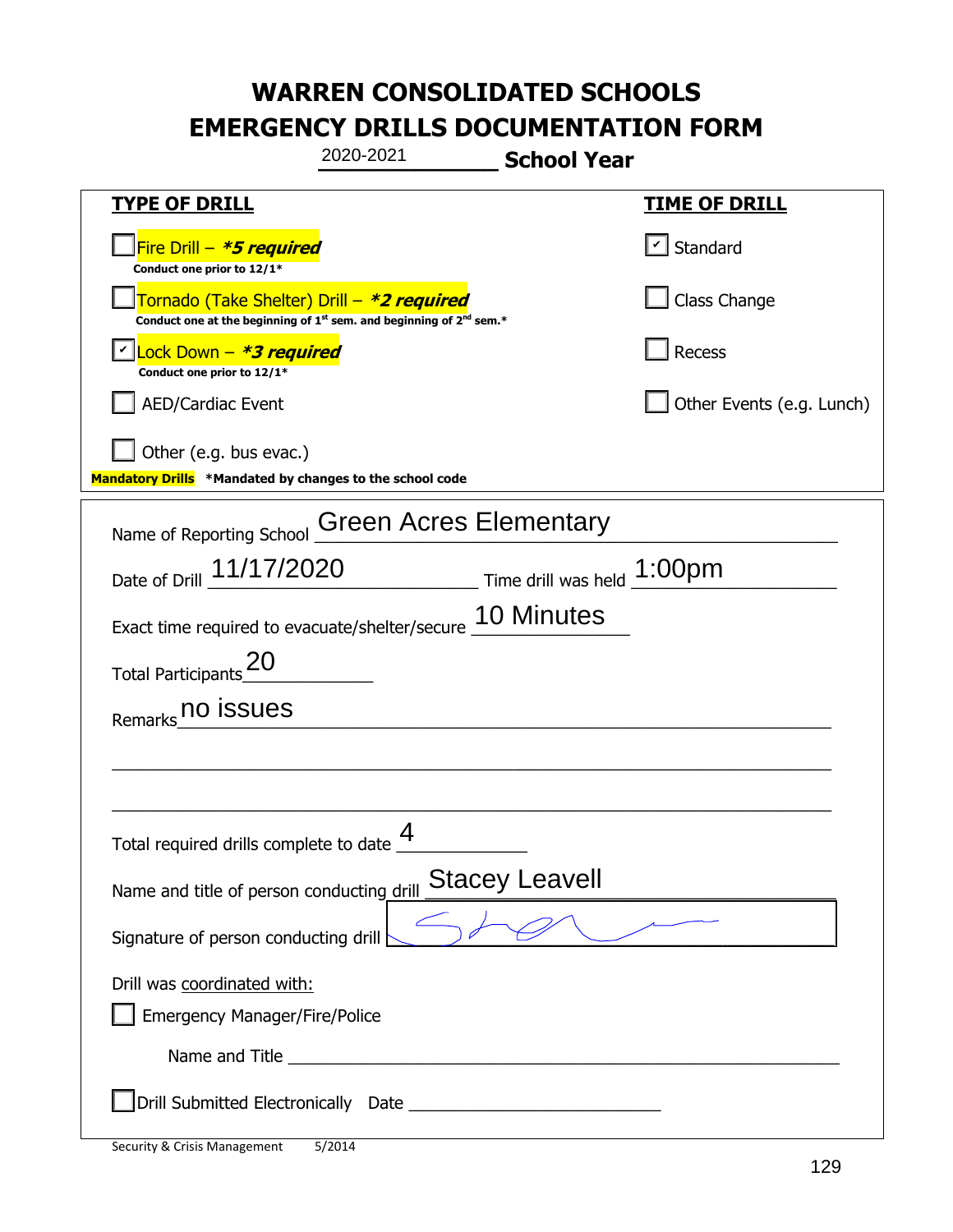# WARREN CONSOLIDATED SCHOOLS
# EMERGENCY DRILLS DOCUMENTATION FORM

2020-2021 **School Year**

| **TYPE OF DRILL** | **TIME OF DRILL** |
|---|---|
| ☐ Fire Drill – ***\*5 required*** <br> **Conduct one prior to 12/1\*** | ☑ Standard |
| ☐ Tornado (Take Shelter) Drill – ***\*2 required*** <br> **Conduct one at the beginning of 1st sem. and beginning of 2nd sem.\*** | ☐ Class Change |
| ☑ Lock Down – ***\*3 required*** <br> **Conduct one prior to 12/1\*** | ☐ Recess |
| ☐ AED/Cardiac Event | ☐ Other Events (e.g. Lunch) |
| ☐ Other (e.g. bus evac.) | |

**Mandatory Drills** **\*Mandated by changes to the school code**

Name of Reporting School: Green Acres Elementary

Date of Drill: 11/17/2020 Time drill was held: 1:00pm

Exact time required to evacuate/shelter/secure: 10 Minutes

Total Participants: 20

Remarks: no issues

Total required drills complete to date: 4

Name and title of person conducting drill: Stacey Leavell

Signature of person conducting drill: [signature]

Drill was coordinated with:

☐ Emergency Manager/Fire/Police

Name and Title ____________________

☐ Drill Submitted Electronically Date ____________________

Security & Crisis Management 5/2014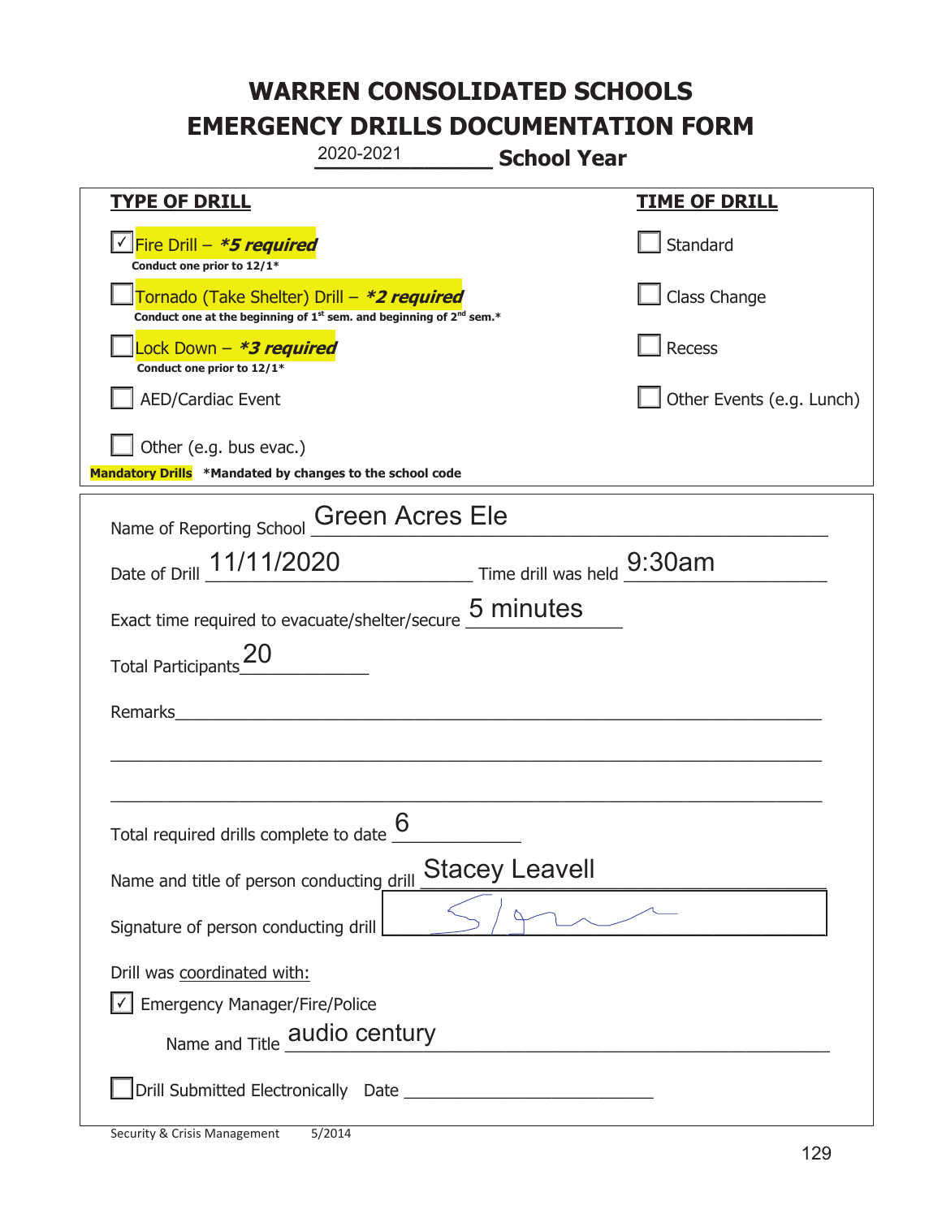# WARREN CONSOLIDATED SCHOOLS
# EMERGENCY DRILLS DOCUMENTATION FORM

2020-2021 **School Year**

| **TYPE OF DRILL** | **TIME OF DRILL** |
|---|---|
| ☑ Fire Drill – ***5 required** <br> **Conduct one prior to 12/1*** | ☐ Standard |
| ☐ Tornado (Take Shelter) Drill – ***2 required** <br> **Conduct one at the beginning of 1st sem. and beginning of 2nd sem.*** | ☐ Class Change |
| ☐ Lock Down – ***3 required** <br> **Conduct one prior to 12/1*** | ☐ Recess |
| ☐ AED/Cardiac Event | ☐ Other Events (e.g. Lunch) |
| ☐ Other (e.g. bus evac.) | |

**Mandatory Drills** ***Mandated by changes to the school code**

Name of Reporting School: Green Acres Ele

Date of Drill: 11/11/2020 Time drill was held: 9:30am

Exact time required to evacuate/shelter/secure: 5 minutes

Total Participants: 20

Remarks: ______________________________

Total required drills complete to date: 6

Name and title of person conducting drill: Stacey Leavell

Signature of person conducting drill: [signature]

Drill was coordinated with:

☑ Emergency Manager/Fire/Police

Name and Title: audio century

☐ Drill Submitted Electronically Date ______________

Security & Crisis Management 5/2014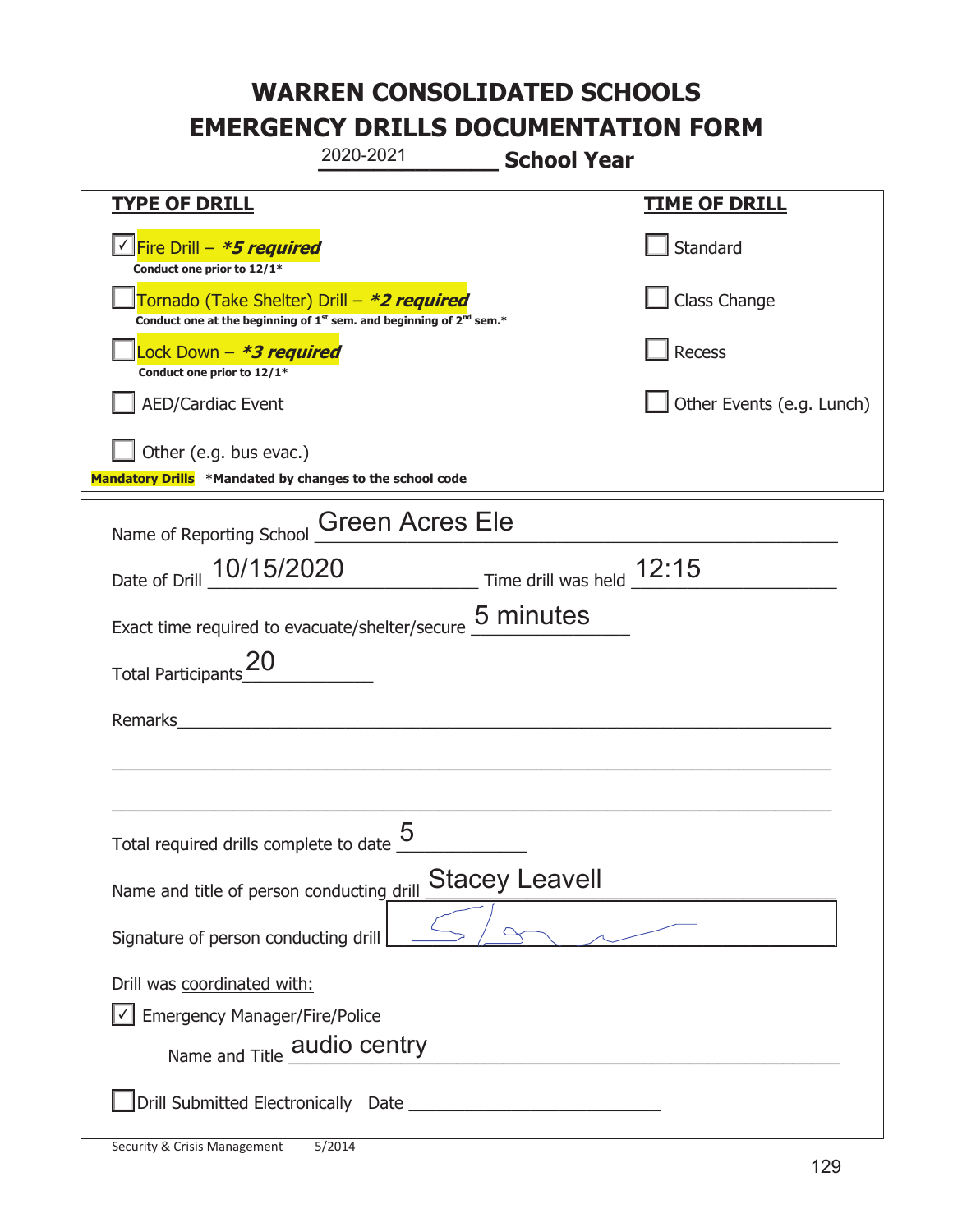# WARREN CONSOLIDATED SCHOOLS
# EMERGENCY DRILLS DOCUMENTATION FORM

2020-2021 **School Year**

| **TYPE OF DRILL** | **TIME OF DRILL** |
|---|---|
| ☑ Fire Drill – ***5 required*** <br> **Conduct one prior to 12/1*** | ☐ Standard |
| ☐ Tornado (Take Shelter) Drill – ***2 required*** <br> **Conduct one at the beginning of 1st sem. and beginning of 2nd sem.*** | ☐ Class Change |
| ☐ Lock Down – ***3 required*** <br> **Conduct one prior to 12/1*** | ☐ Recess |
| ☐ AED/Cardiac Event | ☐ Other Events (e.g. Lunch) |
| ☐ Other (e.g. bus evac.) | |

**Mandatory Drills** **\*Mandated by changes to the school code**

Name of Reporting School: Green Acres Ele

Date of Drill: 10/15/2020  Time drill was held: 12:15

Exact time required to evacuate/shelter/secure: 5 minutes

Total Participants: 20

Remarks: ______________________________________________

Total required drills complete to date: 5

Name and title of person conducting drill: Stacey Leavell

Signature of person conducting drill: [signature]

Drill was coordinated with:

☑ Emergency Manager/Fire/Police

Name and Title: audio centry

☐ Drill Submitted Electronically  Date ______________

Security & Crisis Management 5/2014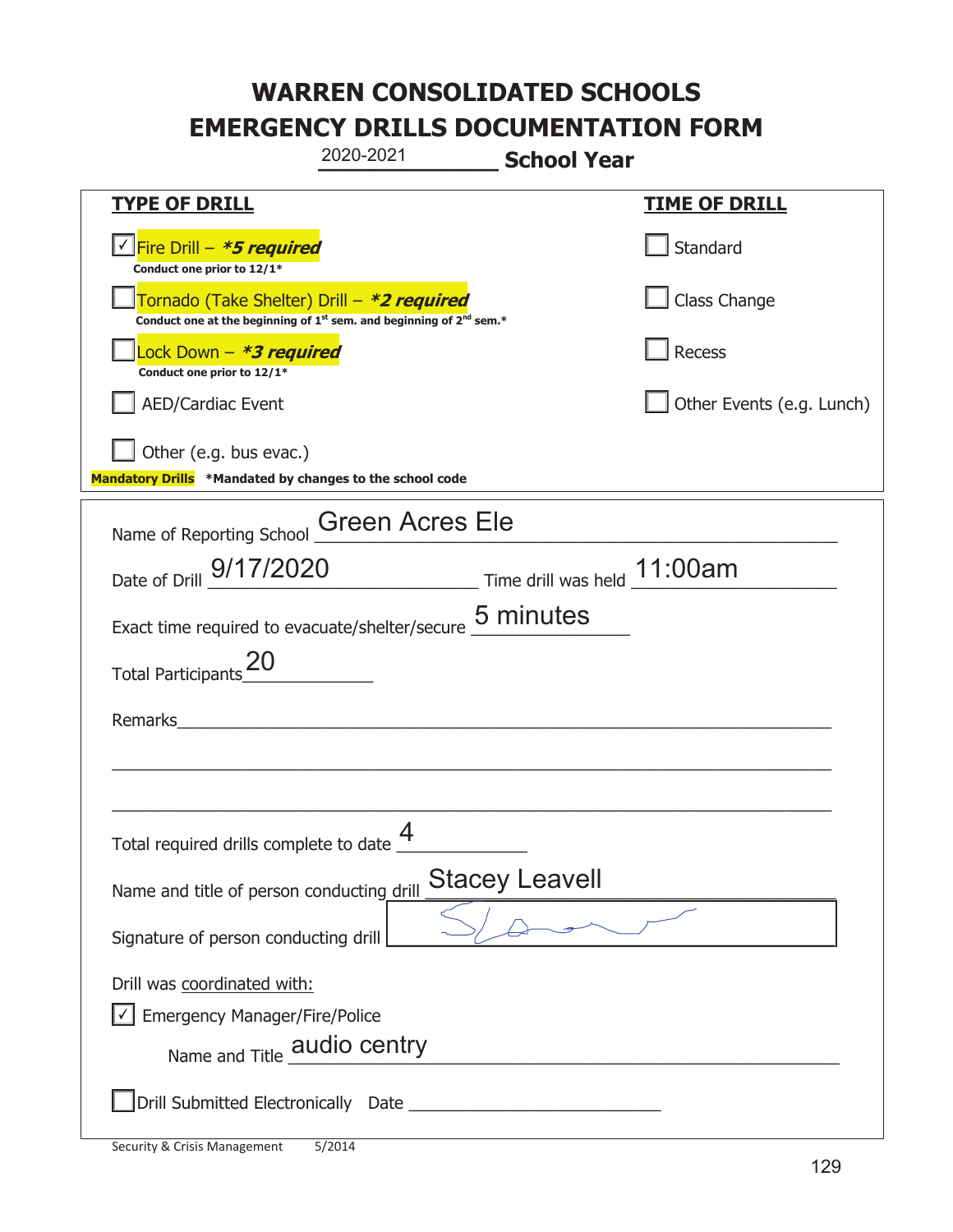# WARREN CONSOLIDATED SCHOOLS
# EMERGENCY DRILLS DOCUMENTATION FORM

2020-2021 **School Year**

| **TYPE OF DRILL** | **TIME OF DRILL** |
| --- | --- |
| ☑ Fire Drill – ***5 required*** <br> **Conduct one prior to 12/1*** | ☐ Standard |
| ☐ Tornado (Take Shelter) Drill – ***2 required*** <br> **Conduct one at the beginning of 1st sem. and beginning of 2nd sem.*** | ☐ Class Change |
| ☐ Lock Down – ***3 required*** <br> **Conduct one prior to 12/1*** | ☐ Recess |
| ☐ AED/Cardiac Event | ☐ Other Events (e.g. Lunch) |
| ☐ Other (e.g. bus evac.) | |

**Mandatory Drills** ***Mandated by changes to the school code**

Name of Reporting School: Green Acres Ele

Date of Drill: 9/17/2020 Time drill was held: 11:00am

Exact time required to evacuate/shelter/secure: 5 minutes

Total Participants: 20

Remarks: ______________________________

Total required drills complete to date: 4

Name and title of person conducting drill: Stacey Leavell

Signature of person conducting drill: [signature]

Drill was coordinated with:

☑ Emergency Manager/Fire/Police

Name and Title: audio centry

☐ Drill Submitted Electronically Date ____________

Security & Crisis Management 5/2014